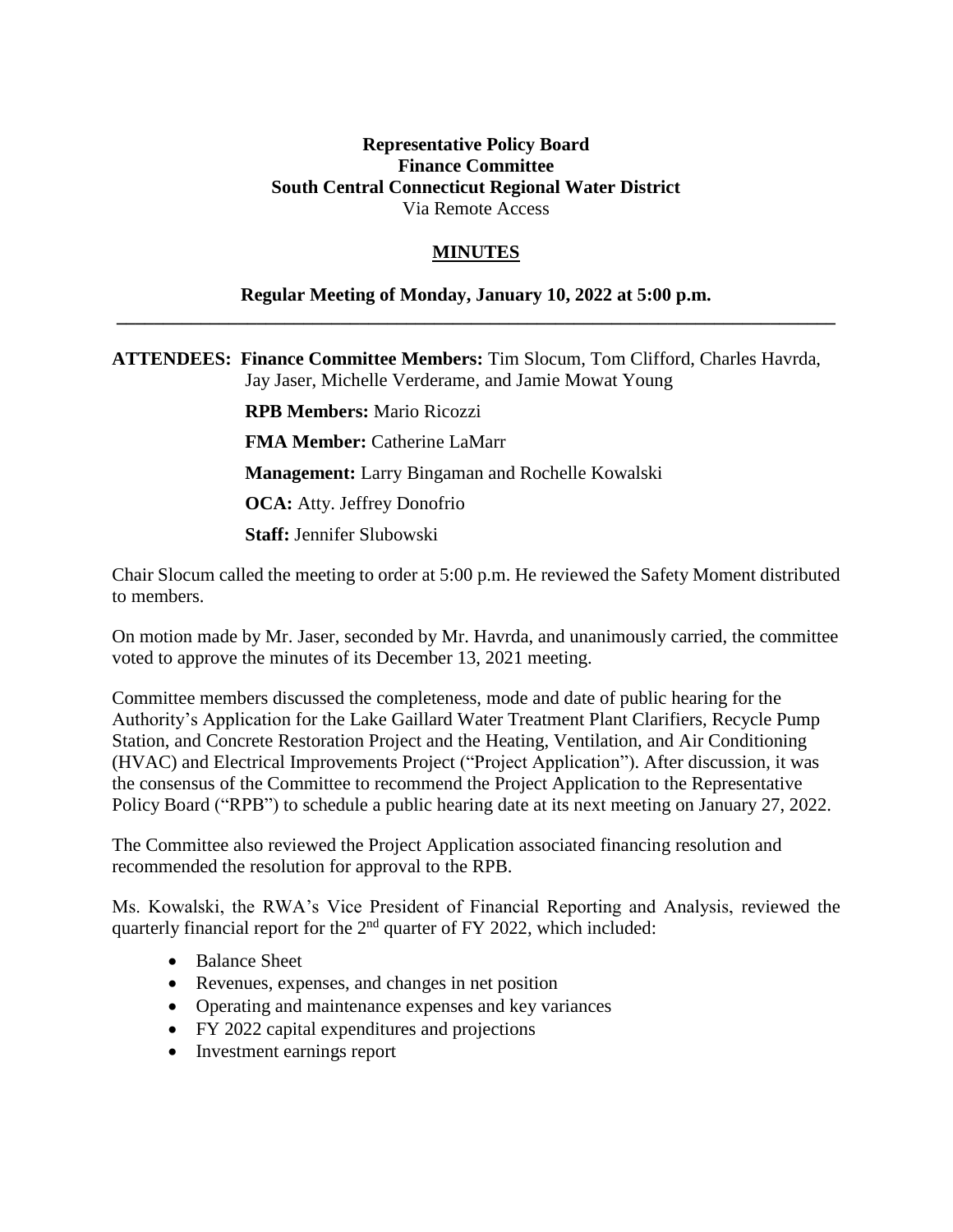**Representative Policy Board**
**Finance Committee**
**South Central Connecticut Regional Water District**
Via Remote Access

## MINUTES

**Regular Meeting of Monday, January 10, 2022 at 5:00 p.m.**

---

**ATTENDEES:** **Finance Committee Members:** Tim Slocum, Tom Clifford, Charles Havrda, Jay Jaser, Michelle Verderame, and Jamie Mowat Young

**RPB Members:** Mario Ricozzi

**FMA Member:** Catherine LaMarr

**Management:** Larry Bingaman and Rochelle Kowalski

**OCA:** Atty. Jeffrey Donofrio

**Staff:** Jennifer Slubowski

Chair Slocum called the meeting to order at 5:00 p.m. He reviewed the Safety Moment distributed to members.

On motion made by Mr. Jaser, seconded by Mr. Havrda, and unanimously carried, the committee voted to approve the minutes of its December 13, 2021 meeting.

Committee members discussed the completeness, mode and date of public hearing for the Authority's Application for the Lake Gaillard Water Treatment Plant Clarifiers, Recycle Pump Station, and Concrete Restoration Project and the Heating, Ventilation, and Air Conditioning (HVAC) and Electrical Improvements Project ("Project Application"). After discussion, it was the consensus of the Committee to recommend the Project Application to the Representative Policy Board ("RPB") to schedule a public hearing date at its next meeting on January 27, 2022.

The Committee also reviewed the Project Application associated financing resolution and recommended the resolution for approval to the RPB.

Ms. Kowalski, the RWA's Vice President of Financial Reporting and Analysis, reviewed the quarterly financial report for the 2nd quarter of FY 2022, which included:

- Balance Sheet
- Revenues, expenses, and changes in net position
- Operating and maintenance expenses and key variances
- FY 2022 capital expenditures and projections
- Investment earnings report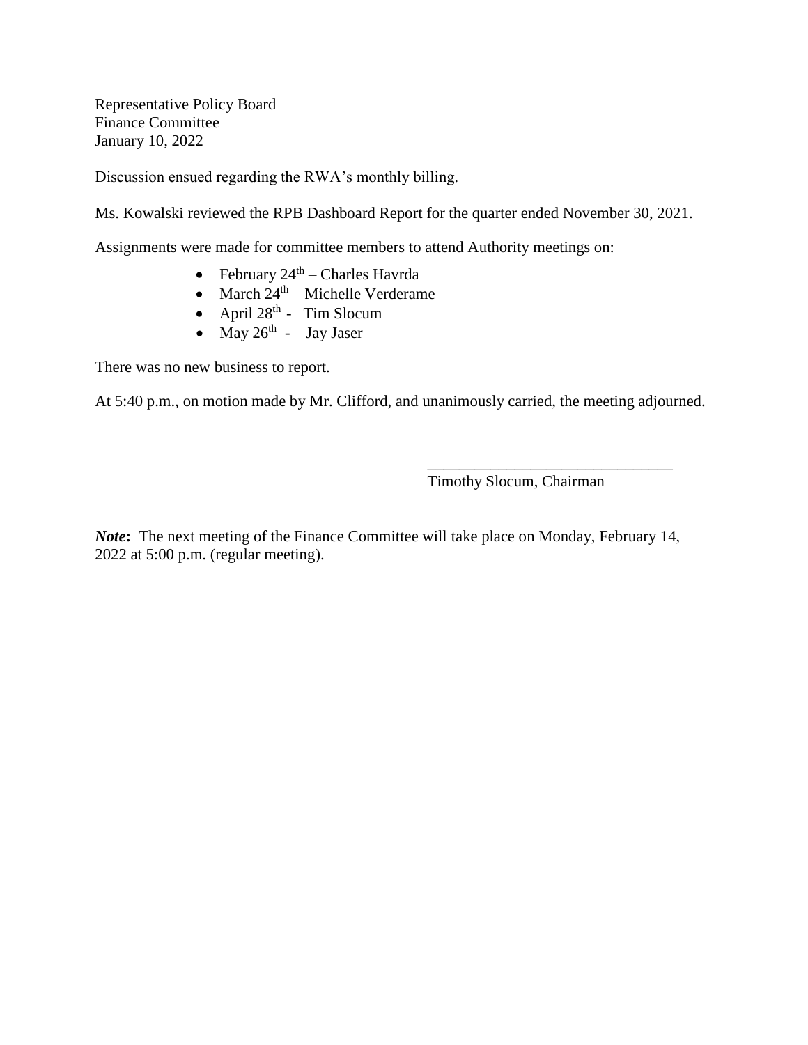Discussion ensued regarding the RWA's monthly billing.

Ms. Kowalski reviewed the RPB Dashboard Report for the quarter ended November 30, 2021.

Assignments were made for committee members to attend Authority meetings on:

- February 24th – Charles Havrda
- March 24th – Michelle Verderame
- April 28th - Tim Slocum
- May 26th - Jay Jaser

There was no new business to report.

At 5:40 p.m., on motion made by Mr. Clifford, and unanimously carried, the meeting adjourned.

\_\_\_\_\_\_\_\_\_\_\_\_\_\_\_\_\_\_\_\_\_\_\_\_\_\_\_\_\_\_\_\_

Timothy Slocum, Chairman

***Note*:** The next meeting of the Finance Committee will take place on Monday, February 14, 2022 at 5:00 p.m. (regular meeting).